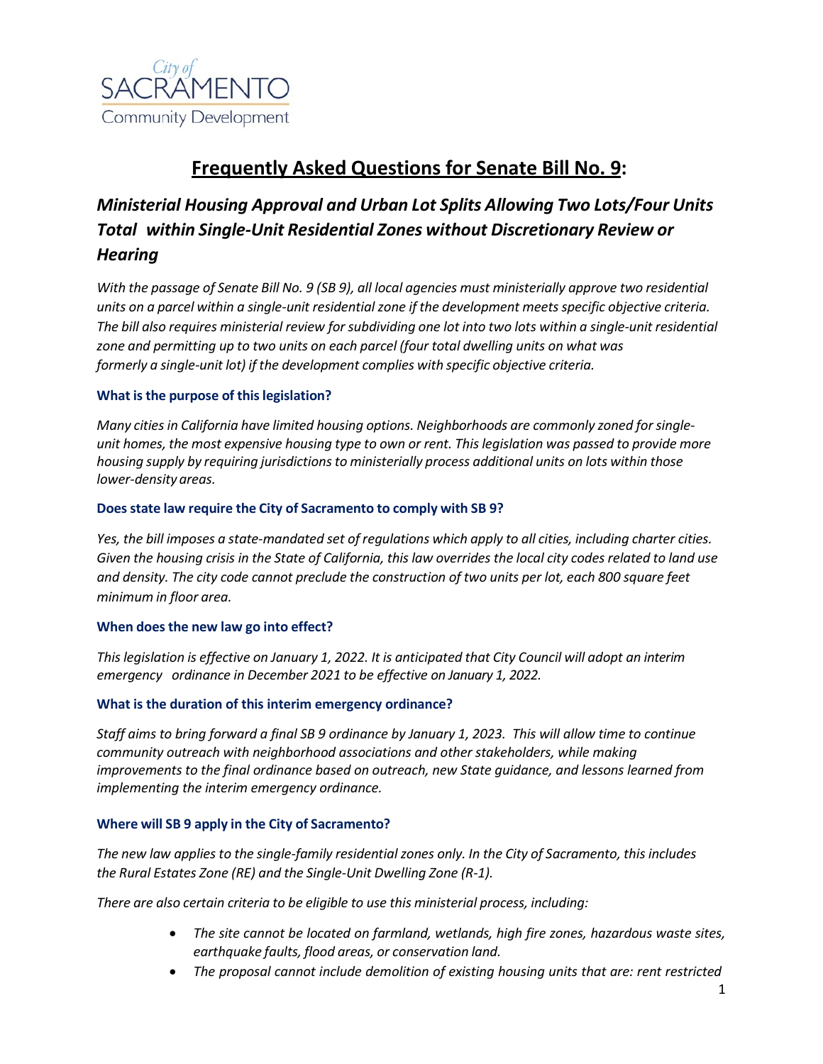City of SACRAMENTO Community Development

# Frequently Asked Questions for Senate Bill No. 9:

## *Ministerial Housing Approval and Urban Lot Splits Allowing Two Lots/Four Units Total within Single-Unit Residential Zones without Discretionary Review or Hearing*

*With the passage of Senate Bill No. 9 (SB 9), all local agencies must ministerially approve two residential units on a parcel within a single-unit residential zone if the development meets specific objective criteria. The bill also requires ministerial review for subdividing one lot into two lots within a single-unit residential zone and permitting up to two units on each parcel (four total dwelling units on what was formerly a single-unit lot) if the development complies with specific objective criteria.*

### What is the purpose of this legislation?

*Many cities in California have limited housing options. Neighborhoods are commonly zoned for single-unit homes, the most expensive housing type to own or rent. This legislation was passed to provide more housing supply by requiring jurisdictions to ministerially process additional units on lots within those lower-density areas.*

### Does state law require the City of Sacramento to comply with SB 9?

*Yes, the bill imposes a state-mandated set of regulations which apply to all cities, including charter cities. Given the housing crisis in the State of California, this law overrides the local city codes related to land use and density. The city code cannot preclude the construction of two units per lot, each 800 square feet minimum in floor area.*

### When does the new law go into effect?

*This legislation is effective on January 1, 2022. It is anticipated that City Council will adopt an interim emergency ordinance in December 2021 to be effective on January 1, 2022.*

### What is the duration of this interim emergency ordinance?

*Staff aims to bring forward a final SB 9 ordinance by January 1, 2023. This will allow time to continue community outreach with neighborhood associations and other stakeholders, while making improvements to the final ordinance based on outreach, new State guidance, and lessons learned from implementing the interim emergency ordinance.*

### Where will SB 9 apply in the City of Sacramento?

*The new law applies to the single-family residential zones only. In the City of Sacramento, this includes the Rural Estates Zone (RE) and the Single-Unit Dwelling Zone (R-1).*

*There are also certain criteria to be eligible to use this ministerial process, including:*

- *The site cannot be located on farmland, wetlands, high fire zones, hazardous waste sites, earthquake faults, flood areas, or conservation land.*
- *The proposal cannot include demolition of existing housing units that are: rent restricted*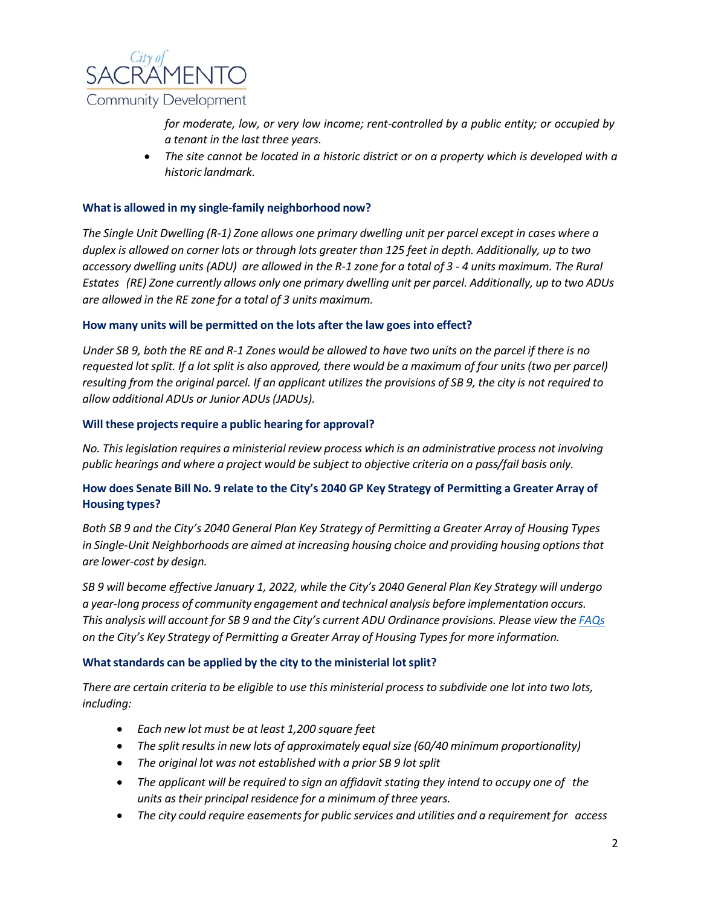*for moderate, low, or very low income; rent-controlled by a public entity; or occupied by a tenant in the last three years.*

- *The site cannot be located in a historic district or on a property which is developed with a historic landmark.*

### What is allowed in my single-family neighborhood now?

*The Single Unit Dwelling (R-1) Zone allows one primary dwelling unit per parcel except in cases where a duplex is allowed on corner lots or through lots greater than 125 feet in depth. Additionally, up to two accessory dwelling units (ADU) are allowed in the R-1 zone for a total of 3 - 4 units maximum. The Rural Estates (RE) Zone currently allows only one primary dwelling unit per parcel. Additionally, up to two ADUs are allowed in the RE zone for a total of 3 units maximum.*

### How many units will be permitted on the lots after the law goes into effect?

*Under SB 9, both the RE and R-1 Zones would be allowed to have two units on the parcel if there is no requested lot split. If a lot split is also approved, there would be a maximum of four units (two per parcel) resulting from the original parcel. If an applicant utilizes the provisions of SB 9, the city is not required to allow additional ADUs or Junior ADUs (JADUs).*

### Will these projects require a public hearing for approval?

*No. This legislation requires a ministerial review process which is an administrative process not involving public hearings and where a project would be subject to objective criteria on a pass/fail basis only.*

### How does Senate Bill No. 9 relate to the City's 2040 GP Key Strategy of Permitting a Greater Array of Housing types?

*Both SB 9 and the City's 2040 General Plan Key Strategy of Permitting a Greater Array of Housing Types in Single-Unit Neighborhoods are aimed at increasing housing choice and providing housing options that are lower-cost by design.*

*SB 9 will become effective January 1, 2022, while the City's 2040 General Plan Key Strategy will undergo a year-long process of community engagement and technical analysis before implementation occurs. This analysis will account for SB 9 and the City's current ADU Ordinance provisions. Please view the [FAQs](FAQs) on the City's Key Strategy of Permitting a Greater Array of Housing Types for more information.*

### What standards can be applied by the city to the ministerial lot split?

*There are certain criteria to be eligible to use this ministerial process to subdivide one lot into two lots, including:*

- *Each new lot must be at least 1,200 square feet*
- *The split results in new lots of approximately equal size (60/40 minimum proportionality)*
- *The original lot was not established with a prior SB 9 lot split*
- *The applicant will be required to sign an affidavit stating they intend to occupy one of the units as their principal residence for a minimum of three years.*
- *The city could require easements for public services and utilities and a requirement for access*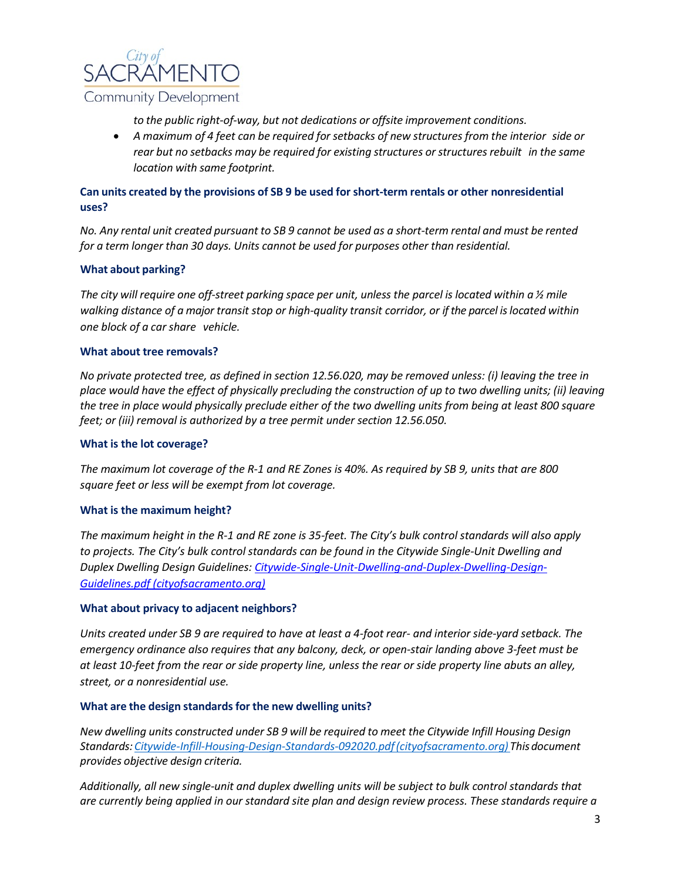*to the public right-of-way, but not dedications or offsite improvement conditions.*

- *A maximum of 4 feet can be required for setbacks of new structures from the interior side or rear but no setbacks may be required for existing structures or structures rebuilt in the same location with same footprint.*

### Can units created by the provisions of SB 9 be used for short-term rentals or other nonresidential uses?

*No. Any rental unit created pursuant to SB 9 cannot be used as a short-term rental and must be rented for a term longer than 30 days. Units cannot be used for purposes other than residential.*

### What about parking?

*The city will require one off-street parking space per unit, unless the parcel is located within a ½ mile walking distance of a major transit stop or high-quality transit corridor, or if the parcel is located within one block of a car share vehicle.*

### What about tree removals?

*No private protected tree, as defined in section 12.56.020, may be removed unless: (i) leaving the tree in place would have the effect of physically precluding the construction of up to two dwelling units; (ii) leaving the tree in place would physically preclude either of the two dwelling units from being at least 800 square feet; or (iii) removal is authorized by a tree permit under section 12.56.050.*

### What is the lot coverage?

*The maximum lot coverage of the R-1 and RE Zones is 40%. As required by SB 9, units that are 800 square feet or less will be exempt from lot coverage.*

### What is the maximum height?

*The maximum height in the R-1 and RE zone is 35-feet. The City's bulk control standards will also apply to projects. The City's bulk control standards can be found in the Citywide Single-Unit Dwelling and Duplex Dwelling Design Guidelines: [Citywide-Single-Unit-Dwelling-and-Duplex-Dwelling-Design-Guidelines.pdf (cityofsacramento.org)]*

### What about privacy to adjacent neighbors?

*Units created under SB 9 are required to have at least a 4-foot rear- and interior side-yard setback. The emergency ordinance also requires that any balcony, deck, or open-stair landing above 3-feet must be at least 10-feet from the rear or side property line, unless the rear or side property line abuts an alley, street, or a nonresidential use.*

### What are the design standards for the new dwelling units?

*New dwelling units constructed under SB 9 will be required to meet the Citywide Infill Housing Design Standards: [Citywide-Infill-Housing-Design-Standards-092020.pdf (cityofsacramento.org)] This document provides objective design criteria.*

*Additionally, all new single-unit and duplex dwelling units will be subject to bulk control standards that are currently being applied in our standard site plan and design review process. These standards require a*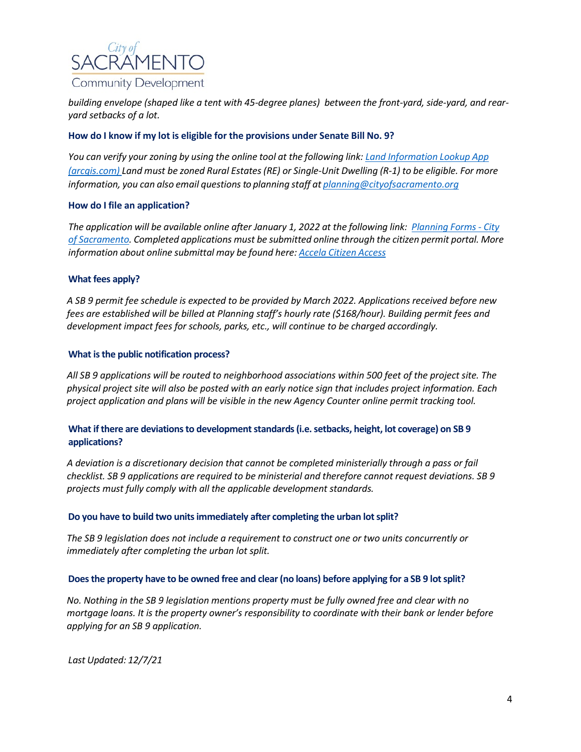*building envelope (shaped like a tent with 45-degree planes) between the front-yard, side-yard, and rear-yard setbacks of a lot.*

### How do I know if my lot is eligible for the provisions under Senate Bill No. 9?

*You can verify your zoning by using the online tool at the following link: [Land Information Lookup App (arcgis.com)](#) Land must be zoned Rural Estates (RE) or Single-Unit Dwelling (R-1) to be eligible. For more information, you can also email questions to planning staff at [planning@cityofsacramento.org](mailto:planning@cityofsacramento.org)*

### How do I file an application?

*The application will be available online after January 1, 2022 at the following link: [Planning Forms - City of Sacramento](#). Completed applications must be submitted online through the citizen permit portal. More information about online submittal may be found here: [Accela Citizen Access](#)*

### What fees apply?

*A SB 9 permit fee schedule is expected to be provided by March 2022. Applications received before new fees are established will be billed at Planning staff's hourly rate ($168/hour). Building permit fees and development impact fees for schools, parks, etc., will continue to be charged accordingly.*

### What is the public notification process?

*All SB 9 applications will be routed to neighborhood associations within 500 feet of the project site. The physical project site will also be posted with an early notice sign that includes project information. Each project application and plans will be visible in the new Agency Counter online permit tracking tool.*

### What if there are deviations to development standards (i.e. setbacks, height, lot coverage) on SB 9 applications?

*A deviation is a discretionary decision that cannot be completed ministerially through a pass or fail checklist. SB 9 applications are required to be ministerial and therefore cannot request deviations. SB 9 projects must fully comply with all the applicable development standards.*

### Do you have to build two units immediately after completing the urban lot split?

*The SB 9 legislation does not include a requirement to construct one or two units concurrently or immediately after completing the urban lot split.*

### Does the property have to be owned free and clear (no loans) before applying for a SB 9 lot split?

*No. Nothing in the SB 9 legislation mentions property must be fully owned free and clear with no mortgage loans. It is the property owner's responsibility to coordinate with their bank or lender before applying for an SB 9 application.*

*Last Updated: 12/7/21*